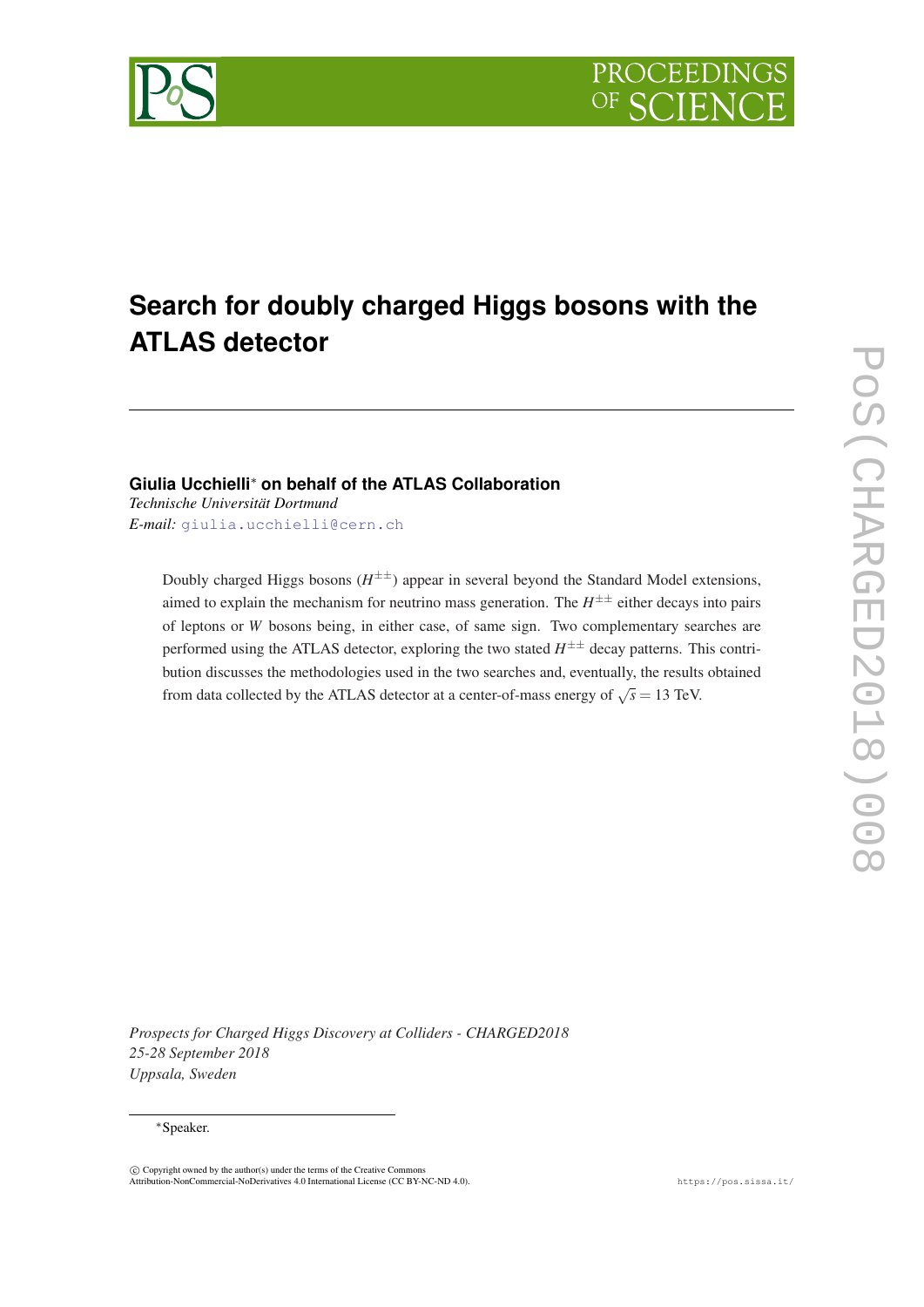# Search for doubly charged Higgs bosons with the ATLAS detector

**Giulia Ucchielli*** **on behalf of the ATLAS Collaboration**
*Technische Universität Dortmund*
*E-mail:* giulia.ucchielli@cern.ch

Doubly charged Higgs bosons ($H^{\pm\pm}$) appear in several beyond the Standard Model extensions, aimed to explain the mechanism for neutrino mass generation. The $H^{\pm\pm}$ either decays into pairs of leptons or $W$ bosons being, in either case, of same sign. Two complementary searches are performed using the ATLAS detector, exploring the two stated $H^{\pm\pm}$ decay patterns. This contribution discusses the methodologies used in the two searches and, eventually, the results obtained from data collected by the ATLAS detector at a center-of-mass energy of $\sqrt{s} = 13$ TeV.

*Prospects for Charged Higgs Discovery at Colliders - CHARGED2018*
*25-28 September 2018*
*Uppsala, Sweden*

*Speaker.

© Copyright owned by the author(s) under the terms of the Creative Commons Attribution-NonCommercial-NoDerivatives 4.0 International License (CC BY-NC-ND 4.0).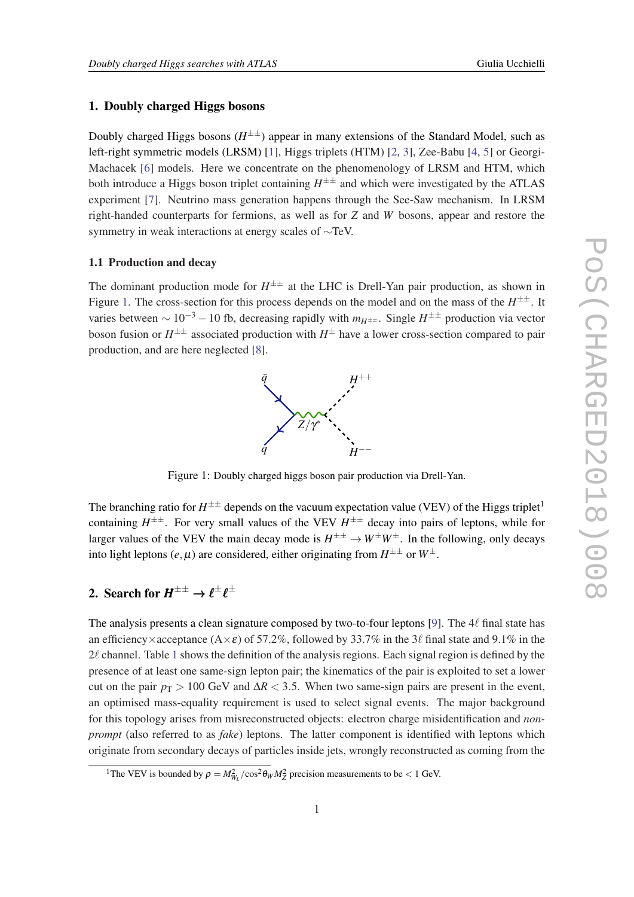## 1. Doubly charged Higgs bosons

Doubly charged Higgs bosons ($H^{\pm\pm}$) appear in many extensions of the Standard Model, such as left-right symmetric models (LRSM) [1], Higgs triplets (HTM) [2, 3], Zee-Babu [4, 5] or Georgi-Machacek [6] models. Here we concentrate on the phenomenology of LRSM and HTM, which both introduce a Higgs boson triplet containing $H^{\pm\pm}$ and which were investigated by the ATLAS experiment [7]. Neutrino mass generation happens through the See-Saw mechanism. In LRSM right-handed counterparts for fermions, as well as for $Z$ and $W$ bosons, appear and restore the symmetry in weak interactions at energy scales of $\sim$TeV.

### 1.1 Production and decay

The dominant production mode for $H^{\pm\pm}$ at the LHC is Drell-Yan pair production, as shown in Figure 1. The cross-section for this process depends on the model and on the mass of the $H^{\pm\pm}$. It varies between $\sim 10^{-3} - 10$ fb, decreasing rapidly with $m_{H^{\pm\pm}}$. Single $H^{\pm\pm}$ production via vector boson fusion or $H^{\pm\pm}$ associated production with $H^{\pm}$ have a lower cross-section compared to pair production, and are here neglected [8].

Figure 1: Doubly charged higgs boson pair production via Drell-Yan.

The branching ratio for $H^{\pm\pm}$ depends on the vacuum expectation value (VEV) of the Higgs triplet[1] containing $H^{\pm\pm}$. For very small values of the VEV $H^{\pm\pm}$ decay into pairs of leptons, while for larger values of the VEV the main decay mode is $H^{\pm\pm} \rightarrow W^{\pm}W^{\pm}$. In the following, only decays into light leptons $(e, \mu)$ are considered, either originating from $H^{\pm\pm}$ or $W^{\pm}$.

## 2. Search for $H^{\pm\pm} \rightarrow \ell^{\pm}\ell^{\pm}$

The analysis presents a clean signature composed by two-to-four leptons [9]. The $4\ell$ final state has an efficiency×acceptance (A×$\varepsilon$) of 57.2%, followed by 33.7% in the $3\ell$ final state and 9.1% in the $2\ell$ channel. Table 1 shows the definition of the analysis regions. Each signal region is defined by the presence of at least one same-sign lepton pair; the kinematics of the pair is exploited to set a lower cut on the pair $p_{\mathrm{T}} > 100$ GeV and $\Delta R < 3.5$. When two same-sign pairs are present in the event, an optimised mass-equality requirement is used to select signal events. The major background for this topology arises from misreconstructed objects: electron charge misidentification and *non-prompt* (also referred to as *fake*) leptons. The latter component is identified with leptons which originate from secondary decays of particles inside jets, wrongly reconstructed as coming from the

[1] The VEV is bounded by $\rho = M_{W_L}^2 / \cos^2\theta_W M_Z^2$ precision measurements to be $< 1$ GeV.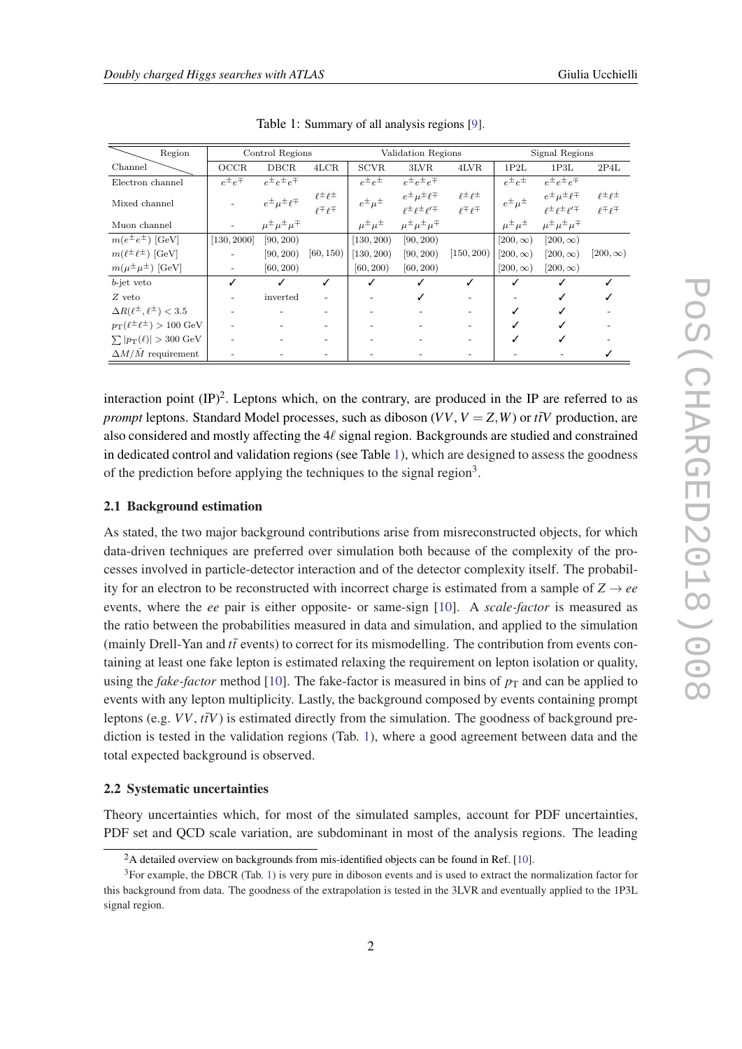Table 1: Summary of all analysis regions [9].

| Region / Channel | Control Regions | | | Validation Regions | | | Signal Regions | | |
|---|---|---|---|---|---|---|---|---|---|
| | OCCR | DBCR | 4LCR | SCVR | 3LVR | 4LVR | 1P2L | 1P3L | 2P4L |
| Electron channel | $e^{\pm}e^{\mp}$ | $e^{\pm}e^{\pm}e^{\mp}$ | | $e^{\pm}e^{\pm}$ | $e^{\pm}e^{\pm}e^{\mp}$ | | $e^{\pm}e^{\pm}$ | $e^{\pm}e^{\pm}e^{\mp}$ | |
| Mixed channel | - | $e^{\pm}\mu^{\pm}\ell^{\mp}$ | $\ell^{\pm}\ell^{\pm}$ $\ell^{\mp}\ell^{\mp}$ | $e^{\pm}\mu^{\pm}$ | $e^{\pm}\mu^{\pm}\ell^{\mp}$ $\ell^{\pm}\ell^{\pm}\ell'^{\mp}$ | $\ell^{\pm}\ell^{\pm}$ $\ell^{\mp}\ell^{\mp}$ | $e^{\pm}\mu^{\pm}$ | $e^{\pm}\mu^{\pm}\ell^{\mp}$ $\ell^{\pm}\ell^{\pm}\ell'^{\mp}$ | $\ell^{\pm}\ell^{\pm}$ $\ell^{\mp}\ell^{\mp}$ |
| Muon channel | - | $\mu^{\pm}\mu^{\pm}\mu^{\mp}$ | | $\mu^{\pm}\mu^{\pm}$ | $\mu^{\pm}\mu^{\pm}\mu^{\mp}$ | | $\mu^{\pm}\mu^{\pm}$ | $\mu^{\pm}\mu^{\pm}\mu^{\mp}$ | |
| $m(e^{\pm}e^{\pm})$ [GeV] | $[130, 2000]$ | $[90, 200)$ | | $[130, 200)$ | $[90, 200)$ | | $[200, \infty)$ | $[200, \infty)$ | |
| $m(\ell^{\pm}\ell^{\pm})$ [GeV] | - | $[90, 200)$ | $[60, 150)$ | $[130, 200)$ | $[90, 200)$ | $[150, 200)$ | $[200, \infty)$ | $[200, \infty)$ | $[200, \infty)$ |
| $m(\mu^{\pm}\mu^{\pm})$ [GeV] | - | $[60, 200)$ | | $[60, 200)$ | $[60, 200)$ | | $[200, \infty)$ | $[200, \infty)$ | |
| $b$-jet veto | ✓ | ✓ | ✓ | ✓ | ✓ | ✓ | ✓ | ✓ | ✓ |
| $Z$ veto | - | inverted | - | - | ✓ | - | - | ✓ | ✓ |
| $\Delta R(\ell^{\pm}, \ell^{\pm}) < 3.5$ | - | - | - | - | - | - | ✓ | ✓ | - |
| $p_{\mathrm{T}}(\ell^{\pm}\ell^{\pm}) > 100$ GeV | - | - | - | - | - | - | ✓ | ✓ | - |
| $\sum \lvert p_{\mathrm{T}}(\ell) \rvert > 300$ GeV | - | - | - | - | - | - | ✓ | ✓ | - |
| $\Delta M/\bar{M}$ requirement | - | - | - | - | - | - | - | - | ✓ |

interaction point (IP)[2]. Leptons which, on the contrary, are produced in the IP are referred to as *prompt* leptons. Standard Model processes, such as diboson ($VV$, $V = Z, W$) or $t\bar{t}V$ production, are also considered and mostly affecting the $4\ell$ signal region. Backgrounds are studied and constrained in dedicated control and validation regions (see Table 1), which are designed to assess the goodness of the prediction before applying the techniques to the signal region[3].

### 2.1 Background estimation

As stated, the two major background contributions arise from misreconstructed objects, for which data-driven techniques are preferred over simulation both because of the complexity of the processes involved in particle-detector interaction and of the detector complexity itself. The probability for an electron to be reconstructed with incorrect charge is estimated from a sample of $Z \rightarrow ee$ events, where the $ee$ pair is either opposite- or same-sign [10]. A *scale-factor* is measured as the ratio between the probabilities measured in data and simulation, and applied to the simulation (mainly Drell-Yan and $t\bar{t}$ events) to correct for its mismodelling. The contribution from events containing at least one fake lepton is estimated relaxing the requirement on lepton isolation or quality, using the *fake-factor* method [10]. The fake-factor is measured in bins of $p_{\mathrm{T}}$ and can be applied to events with any lepton multiplicity. Lastly, the background composed by events containing prompt leptons (e.g. $VV$, $t\bar{t}V$) is estimated directly from the simulation. The goodness of background prediction is tested in the validation regions (Tab. 1), where a good agreement between data and the total expected background is observed.

### 2.2 Systematic uncertainties

Theory uncertainties which, for most of the simulated samples, account for PDF uncertainties, PDF set and QCD scale variation, are subdominant in most of the analysis regions. The leading

[2] A detailed overview on backgrounds from mis-identified objects can be found in Ref. [10].

[3] For example, the DBCR (Tab. 1) is very pure in diboson events and is used to extract the normalization factor for this background from data. The goodness of the extrapolation is tested in the 3LVR and eventually applied to the 1P3L signal region.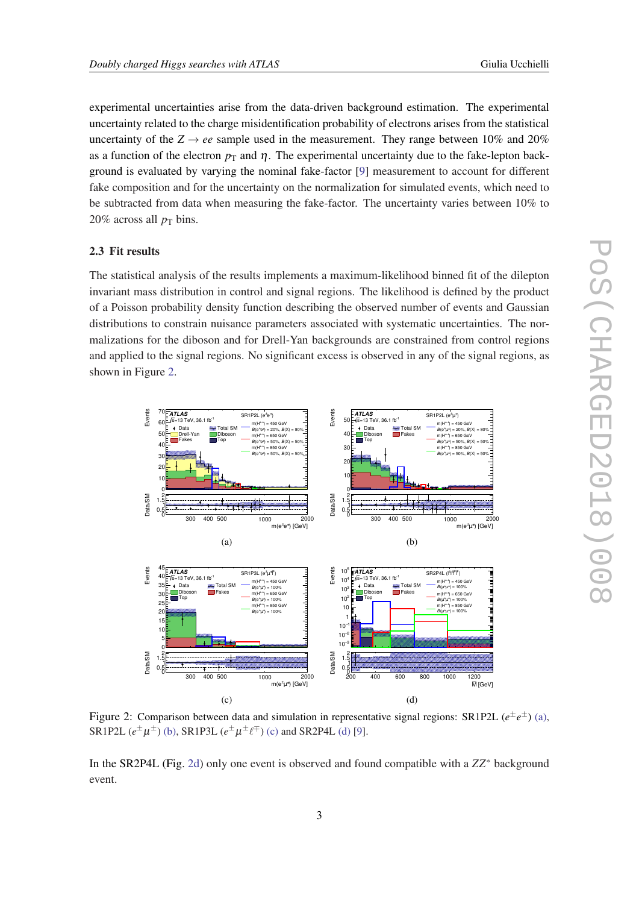experimental uncertainties arise from the data-driven background estimation. The experimental uncertainty related to the charge misidentification probability of electrons arises from the statistical uncertainty of the $Z \to ee$ sample used in the measurement. They range between 10% and 20% as a function of the electron $p_{\mathrm{T}}$ and $\eta$. The experimental uncertainty due to the fake-lepton background is evaluated by varying the nominal fake-factor [9] measurement to account for different fake composition and for the uncertainty on the normalization for simulated events, which need to be subtracted from data when measuring the fake-factor. The uncertainty varies between 10% to 20% across all $p_{\mathrm{T}}$ bins.

### 2.3 Fit results

The statistical analysis of the results implements a maximum-likelihood binned fit of the dilepton invariant mass distribution in control and signal regions. The likelihood is defined by the product of a Poisson probability density function describing the observed number of events and Gaussian distributions to constrain nuisance parameters associated with systematic uncertainties. The normalizations for the diboson and for Drell-Yan backgrounds are constrained from control regions and applied to the signal regions. No significant excess is observed in any of the signal regions, as shown in Figure 2.

(a)

(b)

(c)

(d)

Figure 2: Comparison between data and simulation in representative signal regions: SR1P2L ($e^{\pm}e^{\pm}$) (a), SR1P2L ($e^{\pm}\mu^{\pm}$) (b), SR1P3L ($e^{\pm}\mu^{\pm}\ell^{\mp}$) (c) and SR2P4L (d) [9].

In the SR2P4L (Fig. 2d) only one event is observed and found compatible with a $ZZ^{*}$ background event.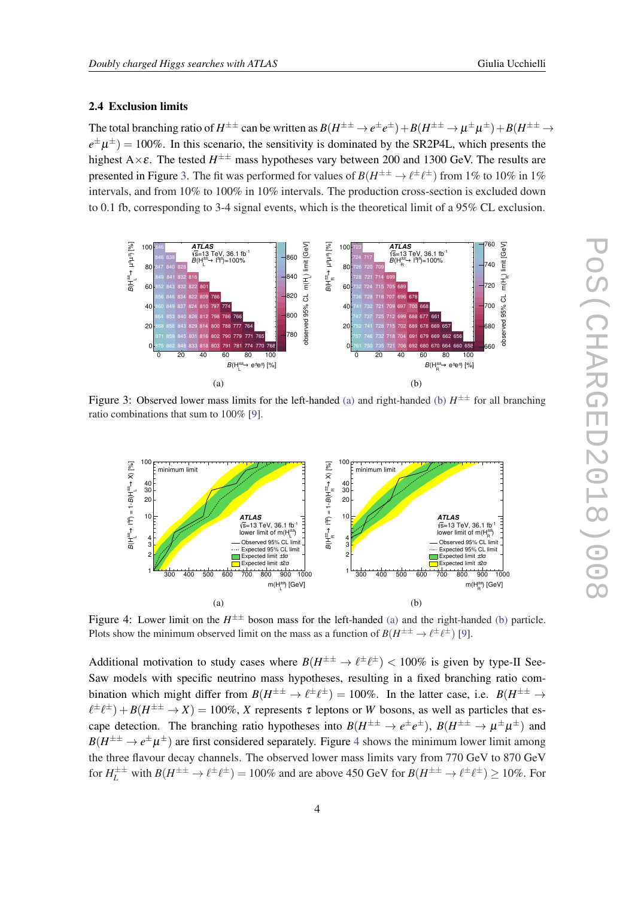### 2.4 Exclusion limits

The total branching ratio of $H^{\pm\pm}$ can be written as $B(H^{\pm\pm} \to e^{\pm}e^{\pm}) + B(H^{\pm\pm} \to \mu^{\pm}\mu^{\pm}) + B(H^{\pm\pm} \to e^{\pm}\mu^{\pm}) = 100\%$. In this scenario, the sensitivity is dominated by the SR2P4L, which presents the highest $A \times \varepsilon$. The tested $H^{\pm\pm}$ mass hypotheses vary between 200 and 1300 GeV. The results are presented in Figure 3. The fit was performed for values of $B(H^{\pm\pm} \to \ell^{\pm}\ell^{\pm})$ from 1% to 10% in 1% intervals, and from 10% to 100% in 10% intervals. The production cross-section is excluded down to 0.1 fb, corresponding to 3-4 signal events, which is the theoretical limit of a 95% CL exclusion.

(a)

(b)

Figure 3: Observed lower mass limits for the left-handed (a) and right-handed (b) $H^{\pm\pm}$ for all branching ratio combinations that sum to 100% [9].

(a)

(b)

Figure 4: Lower limit on the $H^{\pm\pm}$ boson mass for the left-handed (a) and the right-handed (b) particle. Plots show the minimum observed limit on the mass as a function of $B(H^{\pm\pm} \to \ell^{\pm}\ell^{\pm})$ [9].

Additional motivation to study cases where $B(H^{\pm\pm} \to \ell^{\pm}\ell^{\pm}) < 100\%$ is given by type-II See-Saw models with specific neutrino mass hypotheses, resulting in a fixed branching ratio combination which might differ from $B(H^{\pm\pm} \to \ell^{\pm}\ell^{\pm}) = 100\%$. In the latter case, i.e. $B(H^{\pm\pm} \to \ell^{\pm}\ell^{\pm}) + B(H^{\pm\pm} \to X) = 100\%$, $X$ represents $\tau$ leptons or $W$ bosons, as well as particles that escape detection. The branching ratio hypotheses into $B(H^{\pm\pm} \to e^{\pm}e^{\pm})$, $B(H^{\pm\pm} \to \mu^{\pm}\mu^{\pm})$ and $B(H^{\pm\pm} \to e^{\pm}\mu^{\pm})$ are first considered separately. Figure 4 shows the minimum lower limit among the three flavour decay channels. The observed lower mass limits vary from 770 GeV to 870 GeV for $H_L^{\pm\pm}$ with $B(H^{\pm\pm} \to \ell^{\pm}\ell^{\pm}) = 100\%$ and are above 450 GeV for $B(H^{\pm\pm} \to \ell^{\pm}\ell^{\pm}) \geq 10\%$. For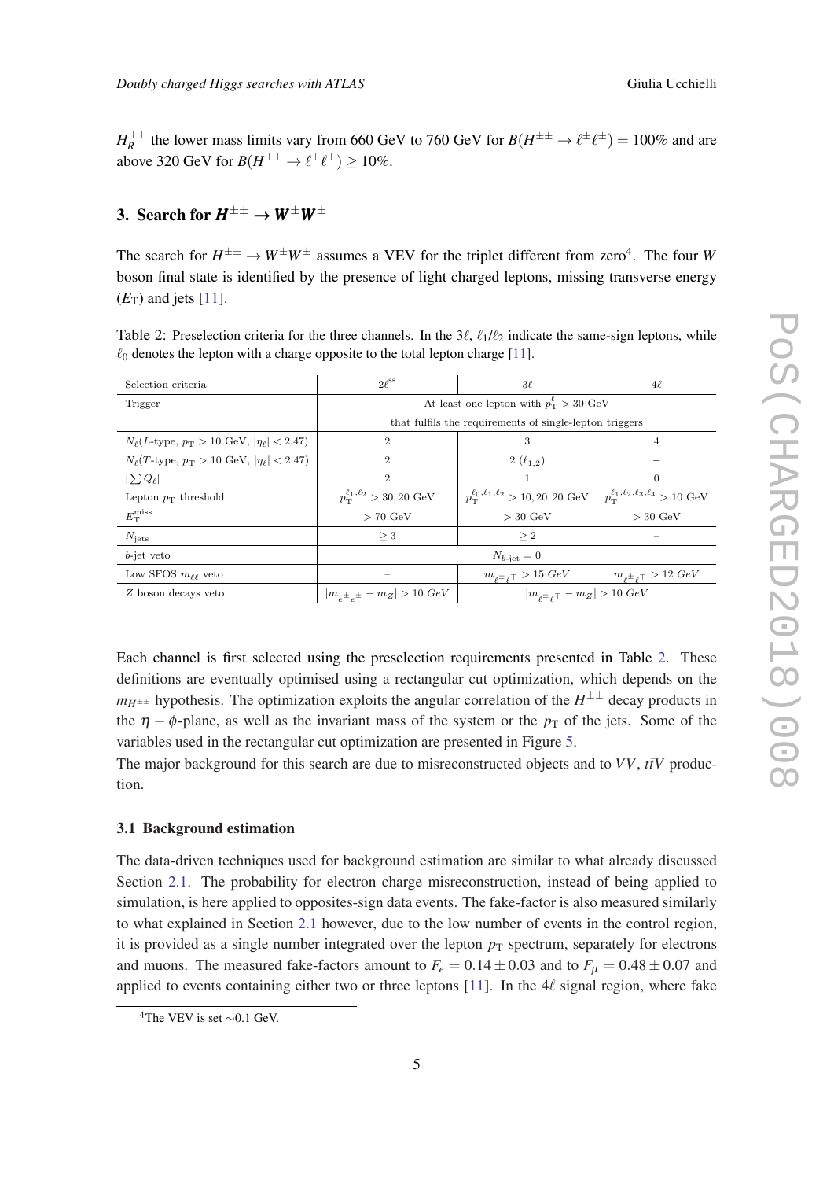$H_R^{\pm\pm}$ the lower mass limits vary from 660 GeV to 760 GeV for $B(H^{\pm\pm} \to \ell^{\pm}\ell^{\pm}) = 100\%$ and are above 320 GeV for $B(H^{\pm\pm} \to \ell^{\pm}\ell^{\pm}) \geq 10\%$.

## 3. Search for $H^{\pm\pm} \to W^{\pm}W^{\pm}$

The search for $H^{\pm\pm} \to W^{\pm}W^{\pm}$ assumes a VEV for the triplet different from zero[4]. The four $W$ boson final state is identified by the presence of light charged leptons, missing transverse energy ($E_{\mathrm{T}}$) and jets [11].

Table 2: Preselection criteria for the three channels. In the $3\ell$, $\ell_1/\ell_2$ indicate the same-sign leptons, while $\ell_0$ denotes the lepton with a charge opposite to the total lepton charge [11].

| Selection criteria | $2\ell^{\mathrm{ss}}$ | $3\ell$ | $4\ell$ |
|---|---|---|---|
| Trigger | At least one lepton with $p_{\mathrm{T}}^{\ell} > 30$ GeV that fulfils the requirements of single-lepton triggers | | |
| $N_\ell$($L$-type, $p_{\mathrm{T}} > 10$ GeV, $\lvert\eta_\ell\rvert < 2.47$) | 2 | 3 | 4 |
| $N_\ell$($T$-type, $p_{\mathrm{T}} > 10$ GeV, $\lvert\eta_\ell\rvert < 2.47$) | 2 | 2 ($\ell_{1,2}$) | – |
| $\lvert\sum Q_\ell\rvert$ | 2 | 1 | 0 |
| Lepton $p_{\mathrm{T}}$ threshold | $p_{\mathrm{T}}^{\ell_1,\ell_2} > 30, 20$ GeV | $p_{\mathrm{T}}^{\ell_0,\ell_1,\ell_2} > 10, 20, 20$ GeV | $p_{\mathrm{T}}^{\ell_1,\ell_2,\ell_3,\ell_4} > 10$ GeV |
| $E_{\mathrm{T}}^{\mathrm{miss}}$ | $> 70$ GeV | $> 30$ GeV | $> 30$ GeV |
| $N_{\mathrm{jets}}$ | $\geq 3$ | $\geq 2$ | – |
| $b$-jet veto | $N_{b\text{-jet}} = 0$ | | |
| Low SFOS $m_{\ell\ell}$ veto | – | $m_{\ell^{\pm}\ell^{\mp}} > 15\ GeV$ | $m_{\ell^{\pm}\ell^{\mp}} > 12\ GeV$ |
| $Z$ boson decays veto | $\lvert m_{e^{\pm}e^{\pm}} - m_Z\rvert > 10\ GeV$ | $\lvert m_{\ell^{\pm}\ell^{\mp}} - m_Z\rvert > 10\ GeV$ | |

Each channel is first selected using the preselection requirements presented in Table 2. These definitions are eventually optimised using a rectangular cut optimization, which depends on the $m_{H^{\pm\pm}}$ hypothesis. The optimization exploits the angular correlation of the $H^{\pm\pm}$ decay products in the $\eta - \phi$-plane, as well as the invariant mass of the system or the $p_{\mathrm{T}}$ of the jets. Some of the variables used in the rectangular cut optimization are presented in Figure 5.
The major background for this search are due to misreconstructed objects and to $VV$, $t\bar{t}V$ production.

### 3.1 Background estimation

The data-driven techniques used for background estimation are similar to what already discussed Section 2.1. The probability for electron charge misreconstruction, instead of being applied to simulation, is here applied to opposites-sign data events. The fake-factor is also measured similarly to what explained in Section 2.1 however, due to the low number of events in the control region, it is provided as a single number integrated over the lepton $p_{\mathrm{T}}$ spectrum, separately for electrons and muons. The measured fake-factors amount to $F_e = 0.14 \pm 0.03$ and to $F_\mu = 0.48 \pm 0.07$ and applied to events containing either two or three leptons [11]. In the $4\ell$ signal region, where fake

[4] The VEV is set ~0.1 GeV.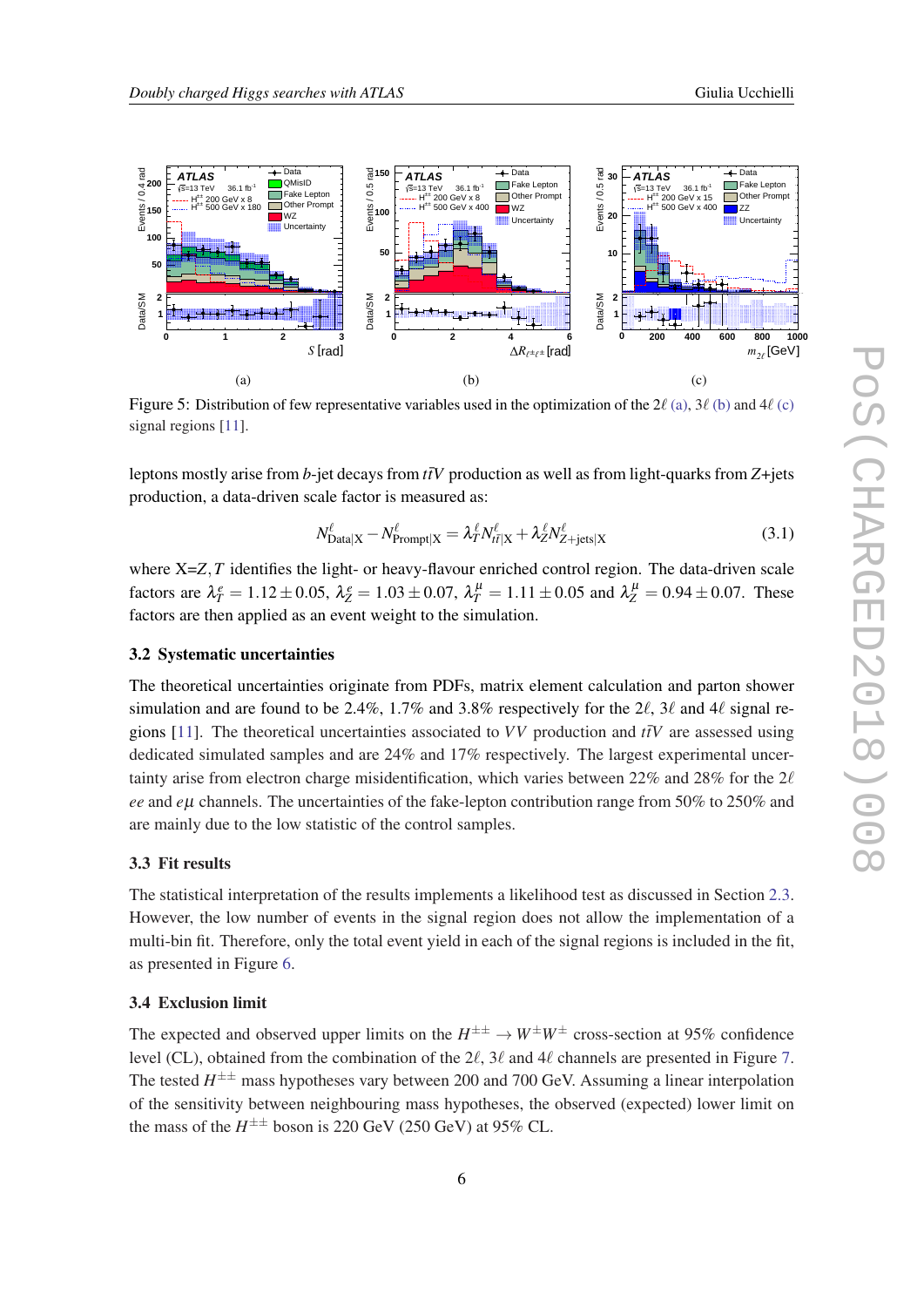(a) (b) (c)

Figure 5: Distribution of few representative variables used in the optimization of the $2\ell$ (a), $3\ell$ (b) and $4\ell$ (c) signal regions [11].

leptons mostly arise from $b$-jet decays from $t\bar{t}V$ production as well as from light-quarks from $Z$+jets production, a data-driven scale factor is measured as:

$$N^{\ell}_{\text{Data}|X} - N^{\ell}_{\text{Prompt}|X} = \lambda^{\ell}_{T} N^{\ell}_{t\bar{t}|X} + \lambda^{\ell}_{Z} N^{\ell}_{Z+\text{jets}|X} \tag{3.1}$$

where X=$Z,T$ identifies the light- or heavy-flavour enriched control region. The data-driven scale factors are $\lambda^{e}_{T} = 1.12 \pm 0.05$, $\lambda^{e}_{Z} = 1.03 \pm 0.07$, $\lambda^{\mu}_{T} = 1.11 \pm 0.05$ and $\lambda^{\mu}_{Z} = 0.94 \pm 0.07$. These factors are then applied as an event weight to the simulation.

### 3.2 Systematic uncertainties

The theoretical uncertainties originate from PDFs, matrix element calculation and parton shower simulation and are found to be 2.4%, 1.7% and 3.8% respectively for the $2\ell$, $3\ell$ and $4\ell$ signal regions [11]. The theoretical uncertainties associated to $VV$ production and $t\bar{t}V$ are assessed using dedicated simulated samples and are 24% and 17% respectively. The largest experimental uncertainty arise from electron charge misidentification, which varies between 22% and 28% for the $2\ell$ $ee$ and $e\mu$ channels. The uncertainties of the fake-lepton contribution range from 50% to 250% and are mainly due to the low statistic of the control samples.

### 3.3 Fit results

The statistical interpretation of the results implements a likelihood test as discussed in Section 2.3. However, the low number of events in the signal region does not allow the implementation of a multi-bin fit. Therefore, only the total event yield in each of the signal regions is included in the fit, as presented in Figure 6.

### 3.4 Exclusion limit

The expected and observed upper limits on the $H^{\pm\pm} \to W^{\pm}W^{\pm}$ cross-section at 95% confidence level (CL), obtained from the combination of the $2\ell$, $3\ell$ and $4\ell$ channels are presented in Figure 7. The tested $H^{\pm\pm}$ mass hypotheses vary between 200 and 700 GeV. Assuming a linear interpolation of the sensitivity between neighbouring mass hypotheses, the observed (expected) lower limit on the mass of the $H^{\pm\pm}$ boson is 220 GeV (250 GeV) at 95% CL.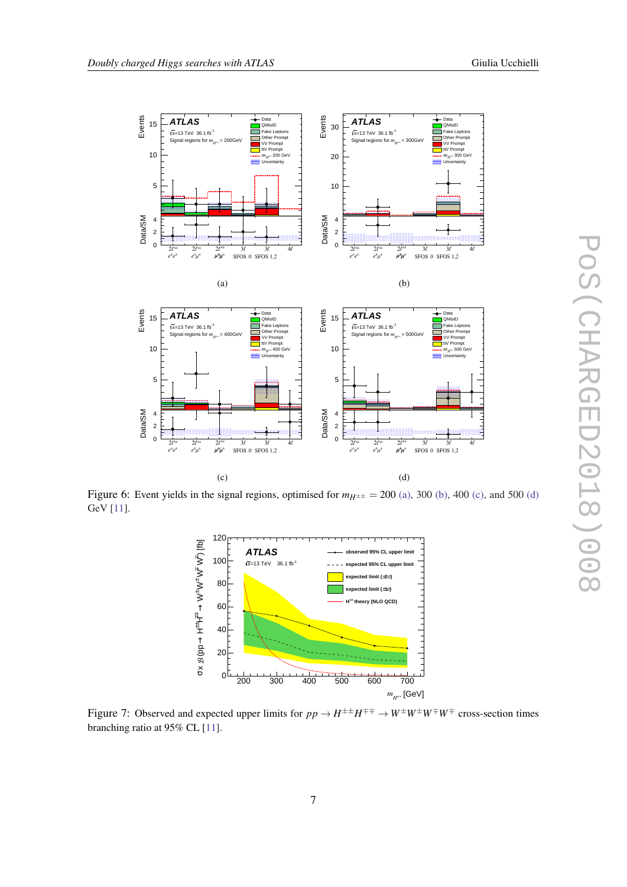Figure 6: Event yields in the signal regions, optimised for $m_{H^{\pm\pm}} = 200$ (a), 300 (b), 400 (c), and 500 (d) GeV [11].

Figure 7: Observed and expected upper limits for $pp \to H^{\pm\pm}H^{\mp\mp} \to W^{\pm}W^{\pm}W^{\mp}W^{\mp}$ cross-section times branching ratio at 95% CL [11].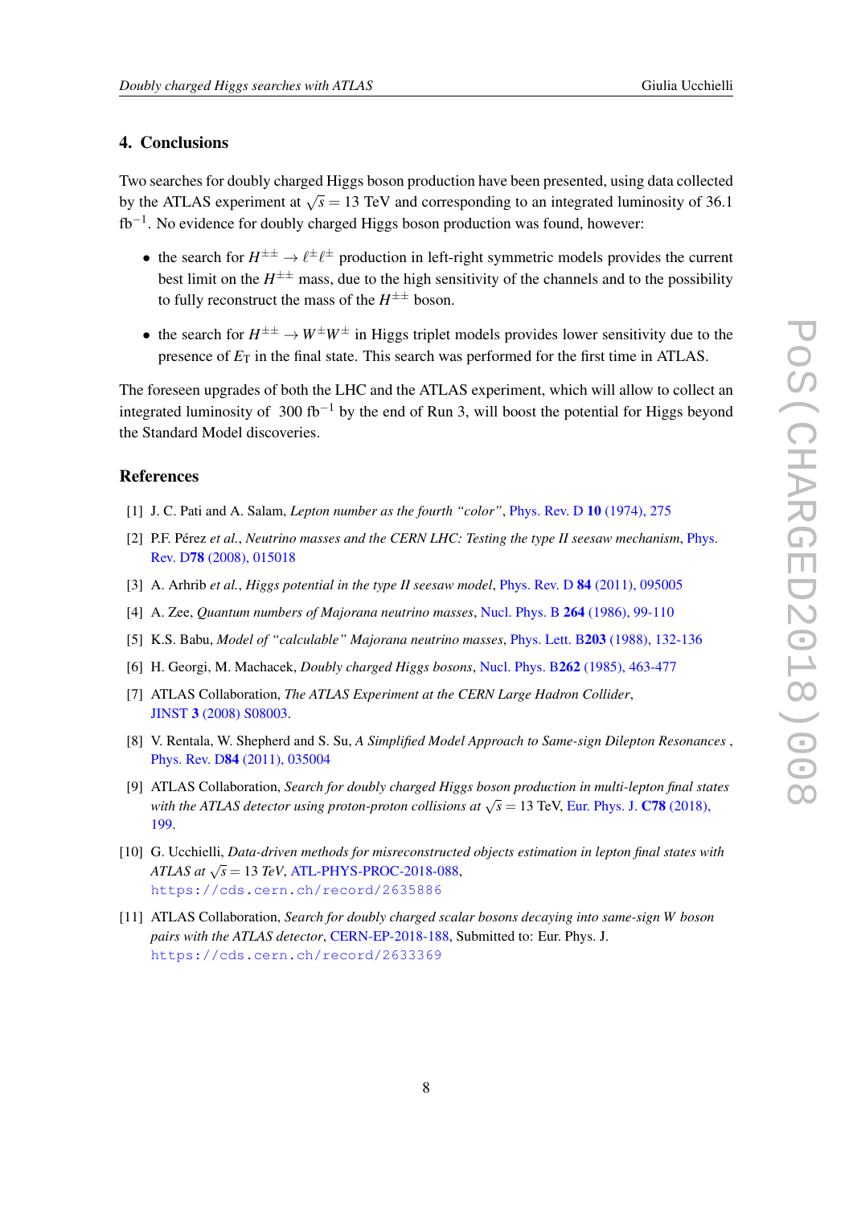## 4. Conclusions

Two searches for doubly charged Higgs boson production have been presented, using data collected by the ATLAS experiment at $\sqrt{s} = 13$ TeV and corresponding to an integrated luminosity of 36.1 $\text{fb}^{-1}$. No evidence for doubly charged Higgs boson production was found, however:

- the search for $H^{\pm\pm} \to \ell^{\pm}\ell^{\pm}$ production in left-right symmetric models provides the current best limit on the $H^{\pm\pm}$ mass, due to the high sensitivity of the channels and to the possibility to fully reconstruct the mass of the $H^{\pm\pm}$ boson.
- the search for $H^{\pm\pm} \to W^{\pm}W^{\pm}$ in Higgs triplet models provides lower sensitivity due to the presence of $E_{\mathrm{T}}$ in the final state. This search was performed for the first time in ATLAS.

The foreseen upgrades of both the LHC and the ATLAS experiment, which will allow to collect an integrated luminosity of 300 $\text{fb}^{-1}$ by the end of Run 3, will boost the potential for Higgs beyond the Standard Model discoveries.

## References

[1] J. C. Pati and A. Salam, *Lepton number as the fourth "color"*, Phys. Rev. D **10** (1974), 275

[2] P.F. Pérez *et al.*, *Neutrino masses and the CERN LHC: Testing the type II seesaw mechanism*, Phys. Rev. D**78** (2008), 015018

[3] A. Arhrib *et al.*, *Higgs potential in the type II seesaw model*, Phys. Rev. D **84** (2011), 095005

[4] A. Zee, *Quantum numbers of Majorana neutrino masses*, Nucl. Phys. B **264** (1986), 99-110

[5] K.S. Babu, *Model of "calculable" Majorana neutrino masses*, Phys. Lett. B**203** (1988), 132-136

[6] H. Georgi, M. Machacek, *Doubly charged Higgs bosons*, Nucl. Phys. B**262** (1985), 463-477

[7] ATLAS Collaboration, *The ATLAS Experiment at the CERN Large Hadron Collider*, JINST **3** (2008) S08003.

[8] V. Rentala, W. Shepherd and S. Su, *A Simplified Model Approach to Same-sign Dilepton Resonances* , Phys. Rev. D**84** (2011), 035004

[9] ATLAS Collaboration, *Search for doubly charged Higgs boson production in multi-lepton final states with the ATLAS detector using proton-proton collisions at* $\sqrt{s} = 13$ TeV, Eur. Phys. J. **C78** (2018), 199.

[10] G. Ucchielli, *Data-driven methods for misreconstructed objects estimation in lepton final states with ATLAS at* $\sqrt{s} = 13$ *TeV*, ATL-PHYS-PROC-2018-088, https://cds.cern.ch/record/2635886

[11] ATLAS Collaboration, *Search for doubly charged scalar bosons decaying into same-sign W boson pairs with the ATLAS detector*, CERN-EP-2018-188, Submitted to: Eur. Phys. J. https://cds.cern.ch/record/2633369